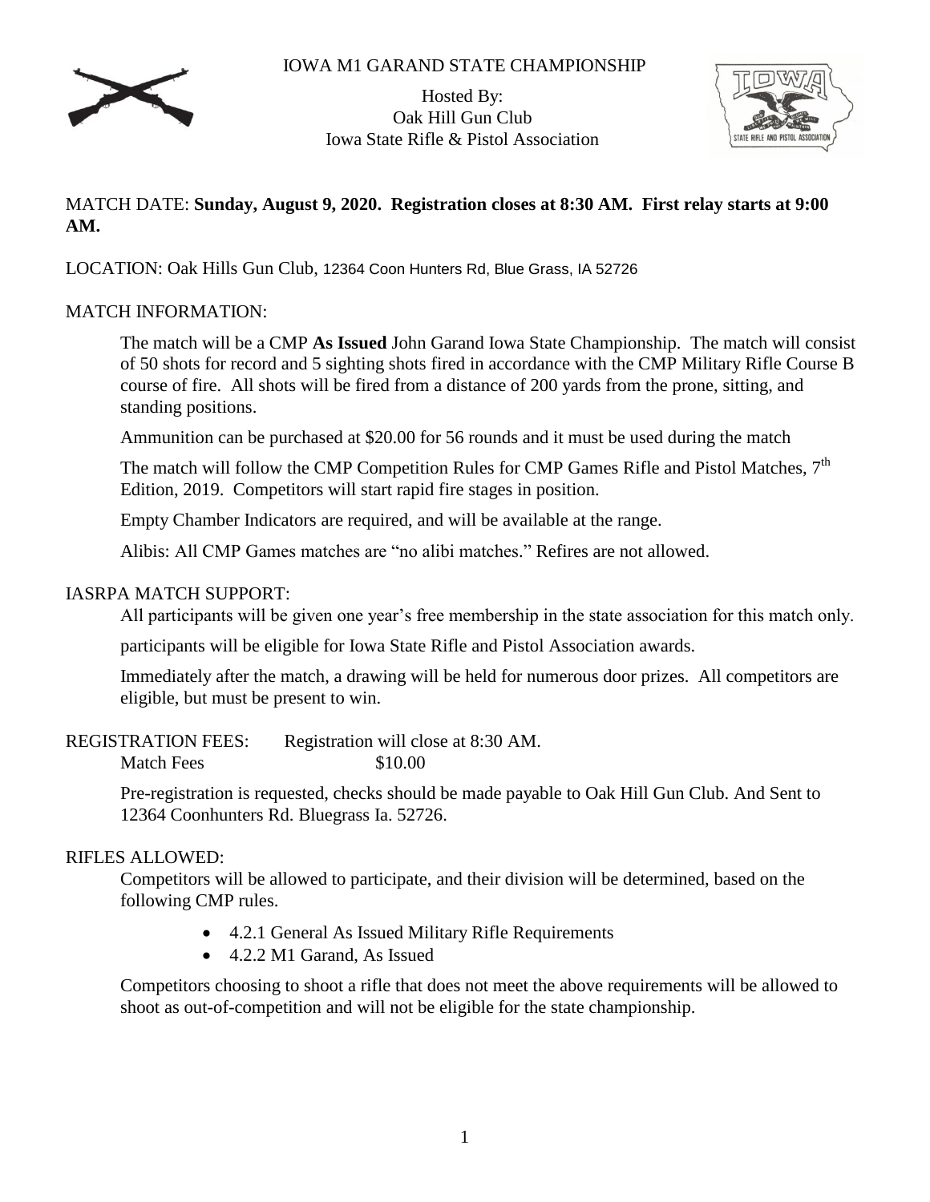# IOWA M1 GARAND STATE CHAMPIONSHIP

Hosted By:
Oak Hill Gun Club
Iowa State Rifle & Pistol Association

MATCH DATE: **Sunday, August 9, 2020. Registration closes at 8:30 AM. First relay starts at 9:00 AM.**

LOCATION: Oak Hills Gun Club, 12364 Coon Hunters Rd, Blue Grass, IA 52726

## MATCH INFORMATION:

The match will be a CMP **As Issued** John Garand Iowa State Championship. The match will consist of 50 shots for record and 5 sighting shots fired in accordance with the CMP Military Rifle Course B course of fire. All shots will be fired from a distance of 200 yards from the prone, sitting, and standing positions.

Ammunition can be purchased at $20.00 for 56 rounds and it must be used during the match

The match will follow the CMP Competition Rules for CMP Games Rifle and Pistol Matches, 7th Edition, 2019. Competitors will start rapid fire stages in position.

Empty Chamber Indicators are required, and will be available at the range.

Alibis: All CMP Games matches are "no alibi matches." Refires are not allowed.

## IASRPA MATCH SUPPORT:

All participants will be given one year's free membership in the state association for this match only.

participants will be eligible for Iowa State Rifle and Pistol Association awards.

Immediately after the match, a drawing will be held for numerous door prizes. All competitors are eligible, but must be present to win.

## REGISTRATION FEES:

Registration will close at 8:30 AM.

Match Fees $10.00

Pre-registration is requested, checks should be made payable to Oak Hill Gun Club. And Sent to 12364 Coonhunters Rd. Bluegrass Ia. 52726.

## RIFLES ALLOWED:

Competitors will be allowed to participate, and their division will be determined, based on the following CMP rules.

- 4.2.1 General As Issued Military Rifle Requirements
- 4.2.2 M1 Garand, As Issued

Competitors choosing to shoot a rifle that does not meet the above requirements will be allowed to shoot as out-of-competition and will not be eligible for the state championship.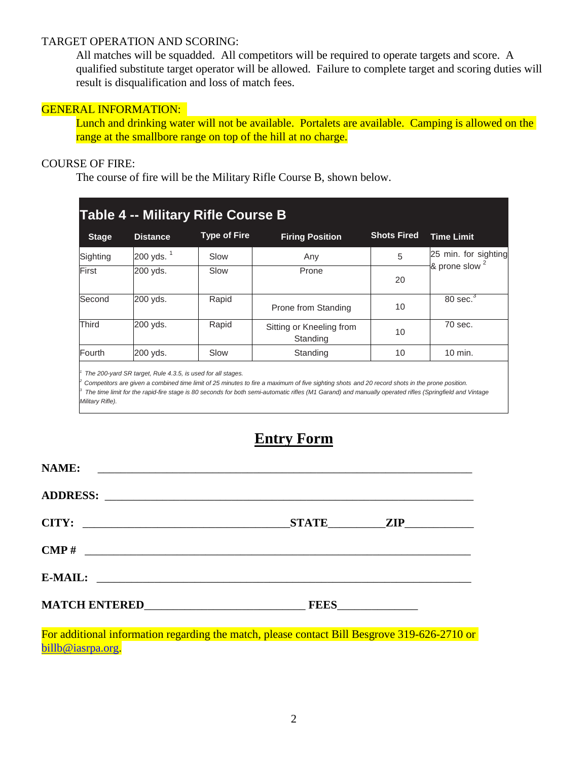TARGET OPERATION AND SCORING:

All matches will be squadded. All competitors will be required to operate targets and score. A qualified substitute target operator will be allowed. Failure to complete target and scoring duties will result is disqualification and loss of match fees.

GENERAL INFORMATION:

Lunch and drinking water will not be available. Portalets are available. Camping is allowed on the range at the smallbore range on top of the hill at no charge.

COURSE OF FIRE:

The course of fire will be the Military Rifle Course B, shown below.

**Table 4 -- Military Rifle Course B**

| Stage | Distance | Type of Fire | Firing Position | Shots Fired | Time Limit |
|---|---|---|---|---|---|
| Sighting | 200 yds. [1] | Slow | Any | 5 | 25 min. for sighting & prone slow [2] |
| First | 200 yds. | Slow | Prone | 20 | |
| Second | 200 yds. | Rapid | Prone from Standing | 10 | 80 sec. [3] |
| Third | 200 yds. | Rapid | Sitting or Kneeling from Standing | 10 | 70 sec. |
| Fourth | 200 yds. | Slow | Standing | 10 | 10 min. |

*[1] The 200-yard SR target, Rule 4.3.5, is used for all stages.*
*[2] Competitors are given a combined time limit of 25 minutes to fire a maximum of five sighting shots and 20 record shots in the prone position.*
*[3] The time limit for the rapid-fire stage is 80 seconds for both semi-automatic rifles (M1 Garand) and manually operated rifles (Springfield and Vintage Military Rifle).*

## Entry Form

**NAME:** ____________________________________________

**ADDRESS:** ____________________________________________

**CITY:** ______________________ **STATE**__________ **ZIP**____________

**CMP #** ____________________________________________

**E-MAIL:** ____________________________________________

**MATCH ENTERED**__________________________ **FEES**______________

For additional information regarding the match, please contact Bill Besgrove 319-626-2710 or billb@iasrpa.org.